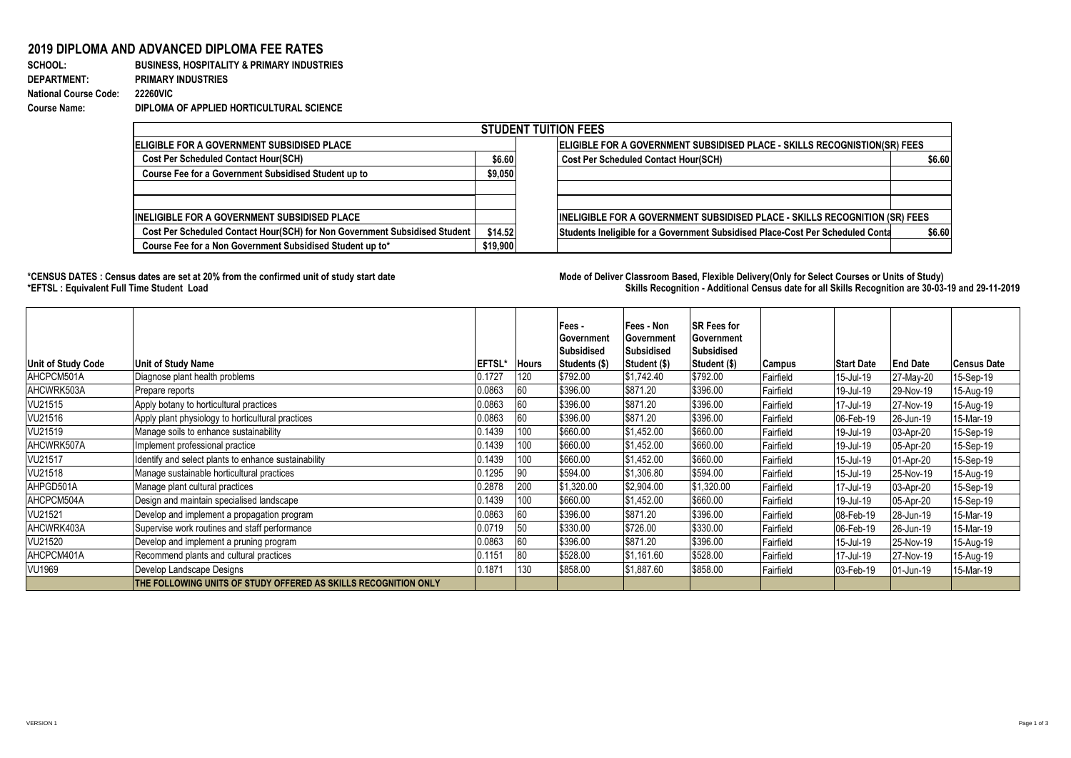# 2019 DIPLOMA AND ADVANCED DIPLOMA FEE RATES

**SCHOOL:** BUSINESS, HOSPITALITY & PRIMARY INDUSTRIES
**DEPARTMENT:** PRIMARY INDUSTRIES
**National Course Code:** 22260VIC
**Course Name:** DIPLOMA OF APPLIED HORTICULTURAL SCIENCE

## STUDENT TUITION FEES

| ELIGIBLE FOR A GOVERNMENT SUBSIDISED PLACE | | ELIGIBLE FOR A GOVERNMENT SUBSIDISED PLACE - SKILLS RECOGNISTION(SR) FEES | |
|---|---|---|---|
| Cost Per Scheduled Contact Hour(SCH) | $6.60 | Cost Per Scheduled Contact Hour(SCH) | $6.60 |
| Course Fee for a Government Subsidised Student up to | $9,050 | | |
| | | | |
| | | | |
| **INELIGIBLE FOR A GOVERNMENT SUBSIDISED PLACE** | | **INELIGIBLE FOR A GOVERNMENT SUBSIDISED PLACE - SKILLS RECOGNITION (SR) FEES** | |
| Cost Per Scheduled Contact Hour(SCH) for Non Government Subsidised Student | $14.52 | Students Ineligible for a Government Subsidised Place-Cost Per Scheduled Conta | $6.60 |
| Course Fee for a Non Government Subsidised Student up to* | $19,900 | | |

**\*CENSUS DATES : Census dates are set at 20% from the confirmed unit of study start date**
**\*EFTSL : Equivalent Full Time Student Load**

**Mode of Deliver Classroom Based, Flexible Delivery(Only for Select Courses or Units of Study)**
**Skills Recognition - Additional Census date for all Skills Recognition are 30-03-19 and 29-11-2019**

| Unit of Study Code | Unit of Study Name | EFTSL* | Hours | Fees - Government Subsidised Students ($) | Fees - Non Government Subsidised Student ($) | SR Fees for Government Subsidised Student ($) | Campus | Start Date | End Date | Census Date |
|---|---|---|---|---|---|---|---|---|---|---|
| AHCPCM501A | Diagnose plant health problems | 0.1727 | 120 | $792.00 | $1,742.40 | $792.00 | Fairfield | 15-Jul-19 | 27-May-20 | 15-Sep-19 |
| AHCWRK503A | Prepare reports | 0.0863 | 60 | $396.00 | $871.20 | $396.00 | Fairfield | 19-Jul-19 | 29-Nov-19 | 15-Aug-19 |
| VU21515 | Apply botany to horticultural practices | 0.0863 | 60 | $396.00 | $871.20 | $396.00 | Fairfield | 17-Jul-19 | 27-Nov-19 | 15-Aug-19 |
| VU21516 | Apply plant physiology to horticultural practices | 0.0863 | 60 | $396.00 | $871.20 | $396.00 | Fairfield | 06-Feb-19 | 26-Jun-19 | 15-Mar-19 |
| VU21519 | Manage soils to enhance sustainability | 0.1439 | 100 | $660.00 | $1,452.00 | $660.00 | Fairfield | 19-Jul-19 | 03-Apr-20 | 15-Sep-19 |
| AHCWRK507A | Implement professional practice | 0.1439 | 100 | $660.00 | $1,452.00 | $660.00 | Fairfield | 19-Jul-19 | 05-Apr-20 | 15-Sep-19 |
| VU21517 | Identify and select plants to enhance sustainability | 0.1439 | 100 | $660.00 | $1,452.00 | $660.00 | Fairfield | 15-Jul-19 | 01-Apr-20 | 15-Sep-19 |
| VU21518 | Manage sustainable horticultural practices | 0.1295 | 90 | $594.00 | $1,306.80 | $594.00 | Fairfield | 15-Jul-19 | 25-Nov-19 | 15-Aug-19 |
| AHPGD501A | Manage plant cultural practices | 0.2878 | 200 | $1,320.00 | $2,904.00 | $1,320.00 | Fairfield | 17-Jul-19 | 03-Apr-20 | 15-Sep-19 |
| AHCPCM504A | Design and maintain specialised landscape | 0.1439 | 100 | $660.00 | $1,452.00 | $660.00 | Fairfield | 19-Jul-19 | 05-Apr-20 | 15-Sep-19 |
| VU21521 | Develop and implement a propagation program | 0.0863 | 60 | $396.00 | $871.20 | $396.00 | Fairfield | 08-Feb-19 | 28-Jun-19 | 15-Mar-19 |
| AHCWRK403A | Supervise work routines and staff performance | 0.0719 | 50 | $330.00 | $726.00 | $330.00 | Fairfield | 06-Feb-19 | 26-Jun-19 | 15-Mar-19 |
| VU21520 | Develop and implement a pruning program | 0.0863 | 60 | $396.00 | $871.20 | $396.00 | Fairfield | 15-Jul-19 | 25-Nov-19 | 15-Aug-19 |
| AHCPCM401A | Recommend plants and cultural practices | 0.1151 | 80 | $528.00 | $1,161.60 | $528.00 | Fairfield | 17-Jul-19 | 27-Nov-19 | 15-Aug-19 |
| VU1969 | Develop Landscape Designs | 0.1871 | 130 | $858.00 | $1,887.60 | $858.00 | Fairfield | 03-Feb-19 | 01-Jun-19 | 15-Mar-19 |
| | **THE FOLLOWING UNITS OF STUDY OFFERED AS SKILLS RECOGNITION ONLY** | | | | | | | | | |

VERSION 1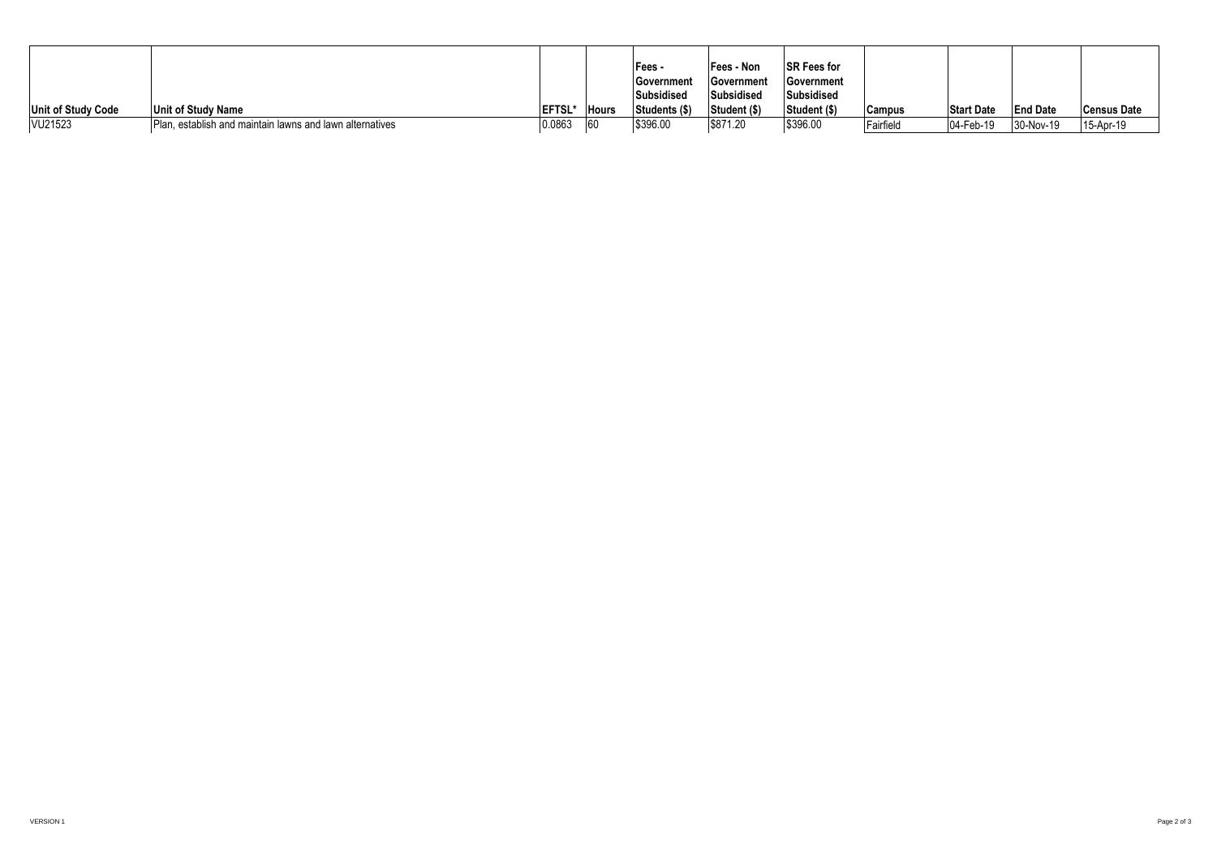| Unit of Study Code | Unit of Study Name | EFTSL* | Hours | Fees - Government Subsidised Students ($) | Fees - Non Government Subsidised Student ($) | SR Fees for Government Subsidised Student ($) | Campus | Start Date | End Date | Census Date |
|---|---|---|---|---|---|---|---|---|---|---|
| VU21523 | Plan, establish and maintain lawns and lawn alternatives | 0.0863 | 60 | $396.00 | $871.20 | $396.00 | Fairfield | 04-Feb-19 | 30-Nov-19 | 15-Apr-19 |

VERSION 1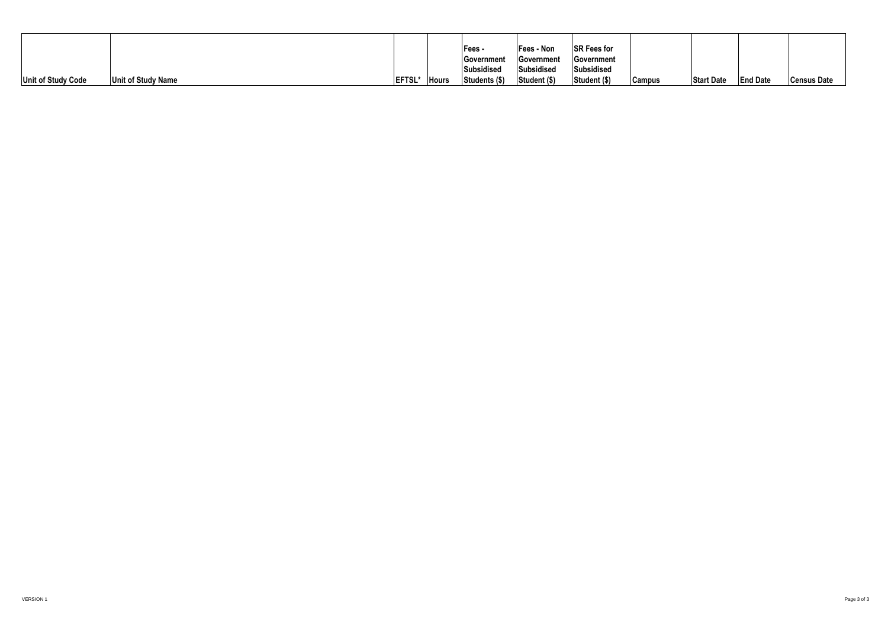| Unit of Study Code | Unit of Study Name | EFTSL* | Hours | Fees - Government Subsidised Students ($) | Fees - Non Government Subsidised Student ($) | SR Fees for Government Subsidised Student ($) | Campus | Start Date | End Date | Census Date |
|---|---|---|---|---|---|---|---|---|---|---|

VERSION 1